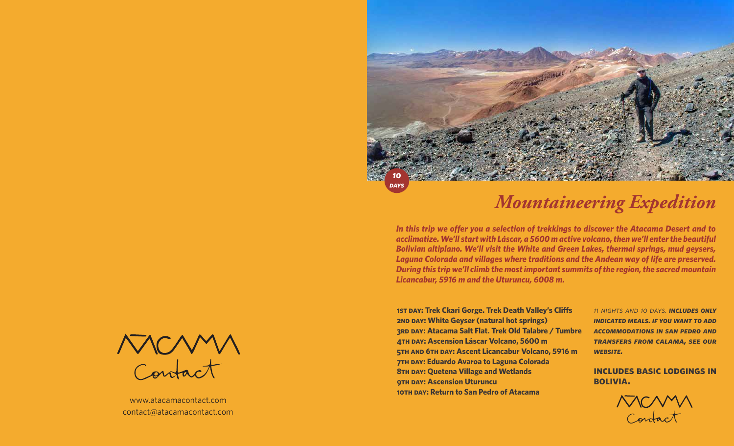Atacama Contact

www.atacamacontact.com
contact@atacamacontact.com

**10 DAYS**

# *Mountaineering Expedition*

***In this trip we offer you a selection of trekkings to discover the Atacama Desert and to acclimatize. We'll start with Láscar, a 5600 m active volcano, then we'll enter the beautiful Bolivian altiplano. We'll visit the White and Green Lakes, thermal springs, mud geysers, Laguna Colorada and villages where traditions and the Andean way of life are preserved. During this trip we'll climb the most important summits of the region, the sacred mountain Licancabur, 5916 m and the Uturuncu, 6008 m.***

**1ST DAY: Trek Ckari Gorge. Trek Death Valley's Cliffs**
**2ND DAY: White Geyser (natural hot springs)**
**3RD DAY: Atacama Salt Flat. Trek Old Talabre / Tumbre**
**4TH DAY: Ascension Láscar Volcano, 5600 m**
**5TH AND 6TH DAY: Ascent Licancabur Volcano, 5916 m**
**7TH DAY: Eduardo Avaroa to Laguna Colorada**
**8TH DAY: Quetena Village and Wetlands**
**9TH DAY: Ascension Uturuncu**
**10TH DAY: Return to San Pedro of Atacama**

*11 NIGHTS AND 10 DAYS.* ***INCLUDES ONLY INDICATED MEALS. IF YOU WANT TO ADD ACCOMMODATIONS IN SAN PEDRO AND TRANSFERS FROM CALAMA, SEE OUR WEBSITE.***

**INCLUDES BASIC LODGINGS IN BOLIVIA.**

Atacama Contact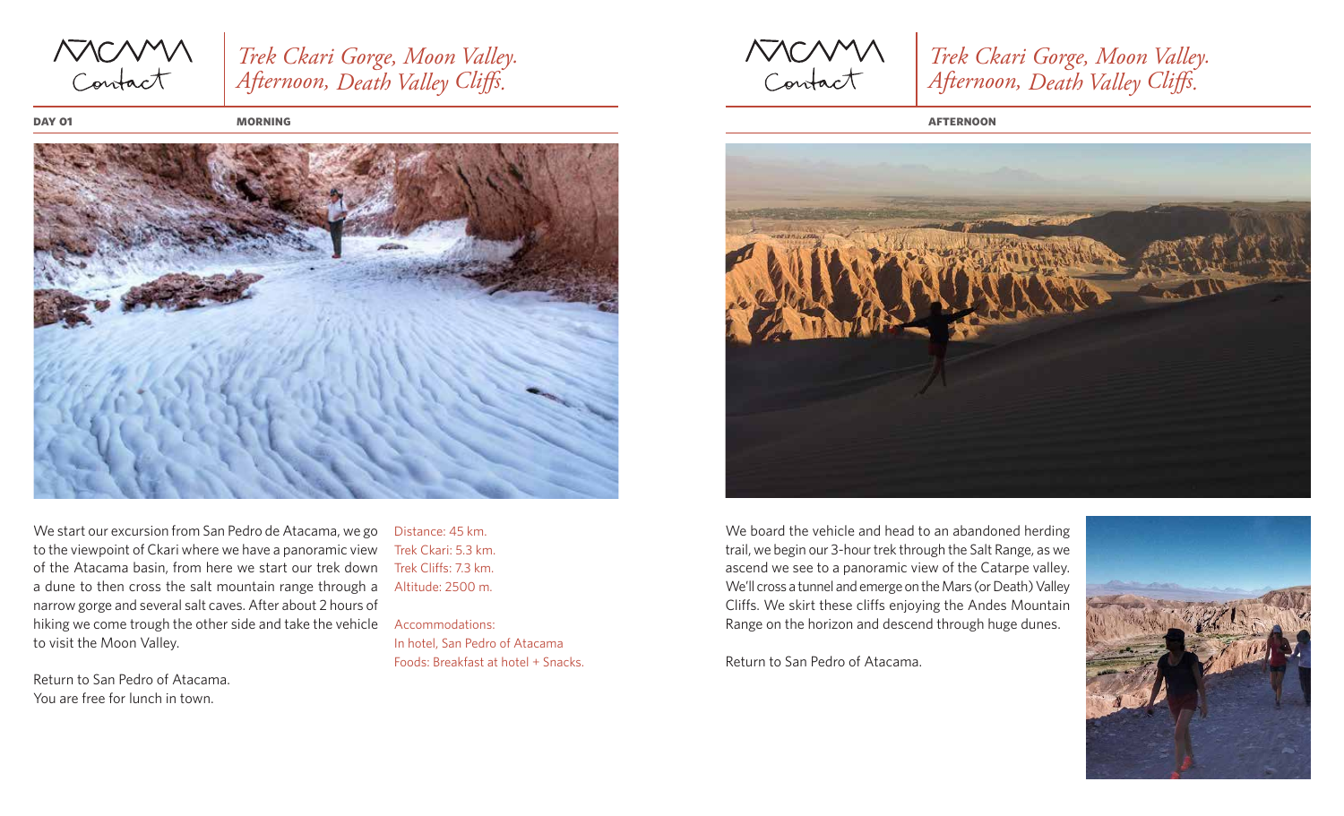# Trek Ckari Gorge, Moon Valley. Afternoon, Death Valley Cliffs.

**DAY 01**

**MORNING**

We start our excursion from San Pedro de Atacama, we go to the viewpoint of Ckari where we have a panoramic view of the Atacama basin, from here we start our trek down a dune to then cross the salt mountain range through a narrow gorge and several salt caves. After about 2 hours of hiking we come trough the other side and take the vehicle to visit the Moon Valley.

Return to San Pedro of Atacama.
You are free for lunch in town.

Distance: 45 km.
Trek Ckari: 5.3 km.
Trek Cliffs: 7.3 km.
Altitude: 2500 m.

Accommodations:
In hotel, San Pedro of Atacama
Foods: Breakfast at hotel + Snacks.

**AFTERNOON**

We board the vehicle and head to an abandoned herding trail, we begin our 3-hour trek through the Salt Range, as we ascend we see to a panoramic view of the Catarpe valley. We'll cross a tunnel and emerge on the Mars (or Death) Valley Cliffs. We skirt these cliffs enjoying the Andes Mountain Range on the horizon and descend through huge dunes.

Return to San Pedro of Atacama.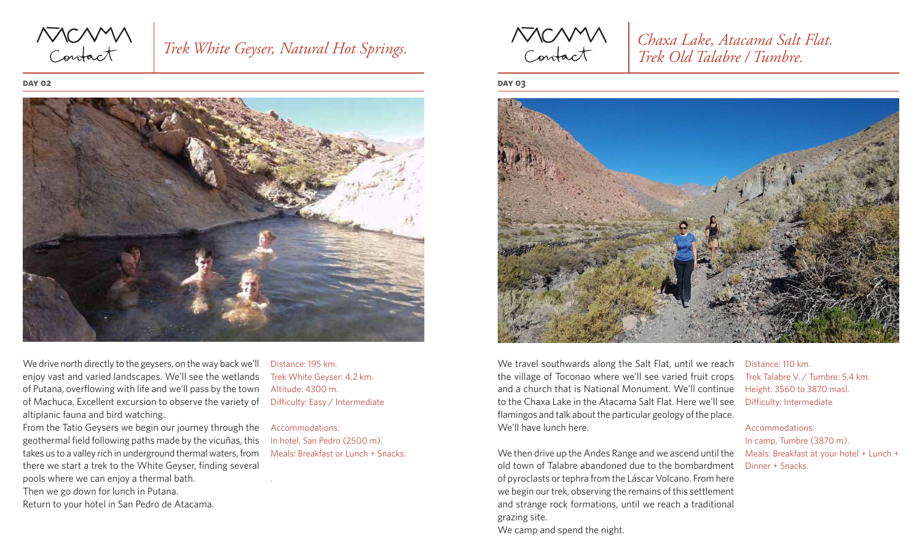# Trek White Geyser, Natural Hot Springs.

**DAY 02**

We drive north directly to the geysers, on the way back we'll enjoy vast and varied landscapes. We'll see the wetlands of Putana, overflowing with life and we'll pass by the town of Machuca. Excellent excursion to observe the variety of altiplanic fauna and bird watching.

From the Tatio Geysers we begin our journey through the geothermal field following paths made by the vicuñas, this takes us to a valley rich in underground thermal waters, from there we start a trek to the White Geyser, finding several pools where we can enjoy a thermal bath.

Then we go down for lunch in Putana.

Return to your hotel in San Pedro de Atacama.

Distance: 195 km.
Trek White Geyser: 4.2 km.
Altitude: 4300 m.
Difficulty: Easy / Intermediate

Accommodations:
In hotel, San Pedro (2500 m).
Meals: Breakfast or Lunch + Snacks.

# Chaxa Lake, Atacama Salt Flat. Trek Old Talabre / Tumbre.

**DAY 03**

We travel southwards along the Salt Flat, until we reach the village of Toconao where we'll see varied fruit crops and a church that is National Monument. We'll continue to the Chaxa Lake in the Atacama Salt Flat. Here we'll see flamingos and talk about the particular geology of the place. We'll have lunch here.

We then drive up the Andes Range and we ascend until the old town of Talabre abandoned due to the bombardment of pyroclasts or tephra from the Láscar Volcano. From here we begin our trek, observing the remains of this settlement and strange rock formations, until we reach a traditional grazing site.

We camp and spend the night.

Distance: 110 km.
Trek Talabre V. / Tumbre: 5,4 km.
Height: 3560 to 3870 masl.
Difficulty: Intermediate

Accommodations:
In camp, Tumbre (3870 m).
Meals: Breakfast at your hotel + Lunch + Dinner + Snacks.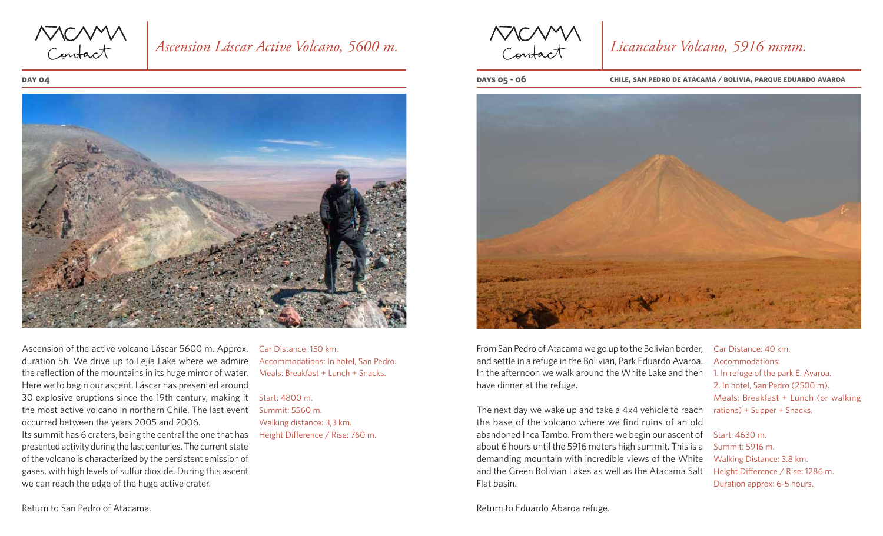# Ascension Láscar Active Volcano, 5600 m.

**DAY 04**

Ascension of the active volcano Láscar 5600 m. Approx. duration 5h. We drive up to Lejía Lake where we admire the reflection of the mountains in its huge mirror of water. Here we to begin our ascent. Láscar has presented around 30 explosive eruptions since the 19th century, making it the most active volcano in northern Chile. The last event occurred between the years 2005 and 2006.

Its summit has 6 craters, being the central the one that has presented activity during the last centuries. The current state of the volcano is characterized by the persistent emission of gases, with high levels of sulfur dioxide. During this ascent we can reach the edge of the huge active crater.

Car Distance: 150 km.
Accommodations: In hotel, San Pedro.
Meals: Breakfast + Lunch + Snacks.

Start: 4800 m.
Summit: 5560 m.
Walking distance: 3,3 km.
Height Difference / Rise: 760 m.

Return to San Pedro of Atacama.

# Licancabur Volcano, 5916 msnm.

**DAYS 05 - 06** — **CHILE, SAN PEDRO DE ATACAMA / BOLIVIA, PARQUE EDUARDO AVAROA**

From San Pedro of Atacama we go up to the Bolivian border, and settle in a refuge in the Bolivian, Park Eduardo Avaroa. In the afternoon we walk around the White Lake and then have dinner at the refuge.

The next day we wake up and take a 4x4 vehicle to reach the base of the volcano where we find ruins of an old abandoned Inca Tambo. From there we begin our ascent of about 6 hours until the 5916 meters high summit. This is a demanding mountain with incredible views of the White and the Green Bolivian Lakes as well as the Atacama Salt Flat basin.

Car Distance: 40 km.
Accommodations:
1. In refuge of the park E. Avaroa.
2. In hotel, San Pedro (2500 m).
Meals: Breakfast + Lunch (or walking rations) + Supper + Snacks.

Start: 4630 m.
Summit: 5916 m.
Walking Distance: 3.8 km.
Height Difference / Rise: 1286 m.
Duration approx: 6-5 hours.

Return to Eduardo Abaroa refuge.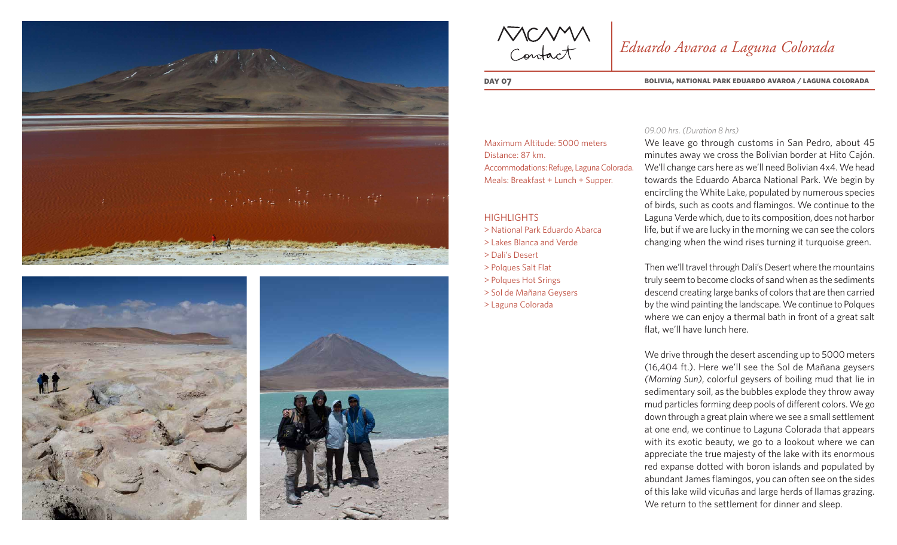# Eduardo Avaroa a Laguna Colorada

**DAY 07** — **BOLIVIA, NATIONAL PARK EDUARDO AVAROA / LAGUNA COLORADA**

Maximum Altitude: 5000 meters
Distance: 87 km.
Accommodations: Refuge, Laguna Colorada.
Meals: Breakfast + Lunch + Supper.

HIGHLIGHTS

> National Park Eduardo Abarca
> Lakes Blanca and Verde
> Dali's Desert
> Polques Salt Flat
> Polques Hot Srings
> Sol de Mañana Geysers
> Laguna Colorada

*09.00 hrs. (Duration 8 hrs)*

We leave go through customs in San Pedro, about 45 minutes away we cross the Bolivian border at Hito Cajón. We'll change cars here as we'll need Bolivian 4x4. We head towards the Eduardo Abarca National Park. We begin by encircling the White Lake, populated by numerous species of birds, such as coots and flamingos. We continue to the Laguna Verde which, due to its composition, does not harbor life, but if we are lucky in the morning we can see the colors changing when the wind rises turning it turquoise green.

Then we'll travel through Dali's Desert where the mountains truly seem to become clocks of sand when as the sediments descend creating large banks of colors that are then carried by the wind painting the landscape. We continue to Polques where we can enjoy a thermal bath in front of a great salt flat, we'll have lunch here.

We drive through the desert ascending up to 5000 meters (16,404 ft.). Here we'll see the Sol de Mañana geysers *(Morning Sun)*, colorful geysers of boiling mud that lie in sedimentary soil, as the bubbles explode they throw away mud particles forming deep pools of different colors. We go down through a great plain where we see a small settlement at one end, we continue to Laguna Colorada that appears with its exotic beauty, we go to a lookout where we can appreciate the true majesty of the lake with its enormous red expanse dotted with boron islands and populated by abundant James flamingos, you can often see on the sides of this lake wild vicuñas and large herds of llamas grazing. We return to the settlement for dinner and sleep.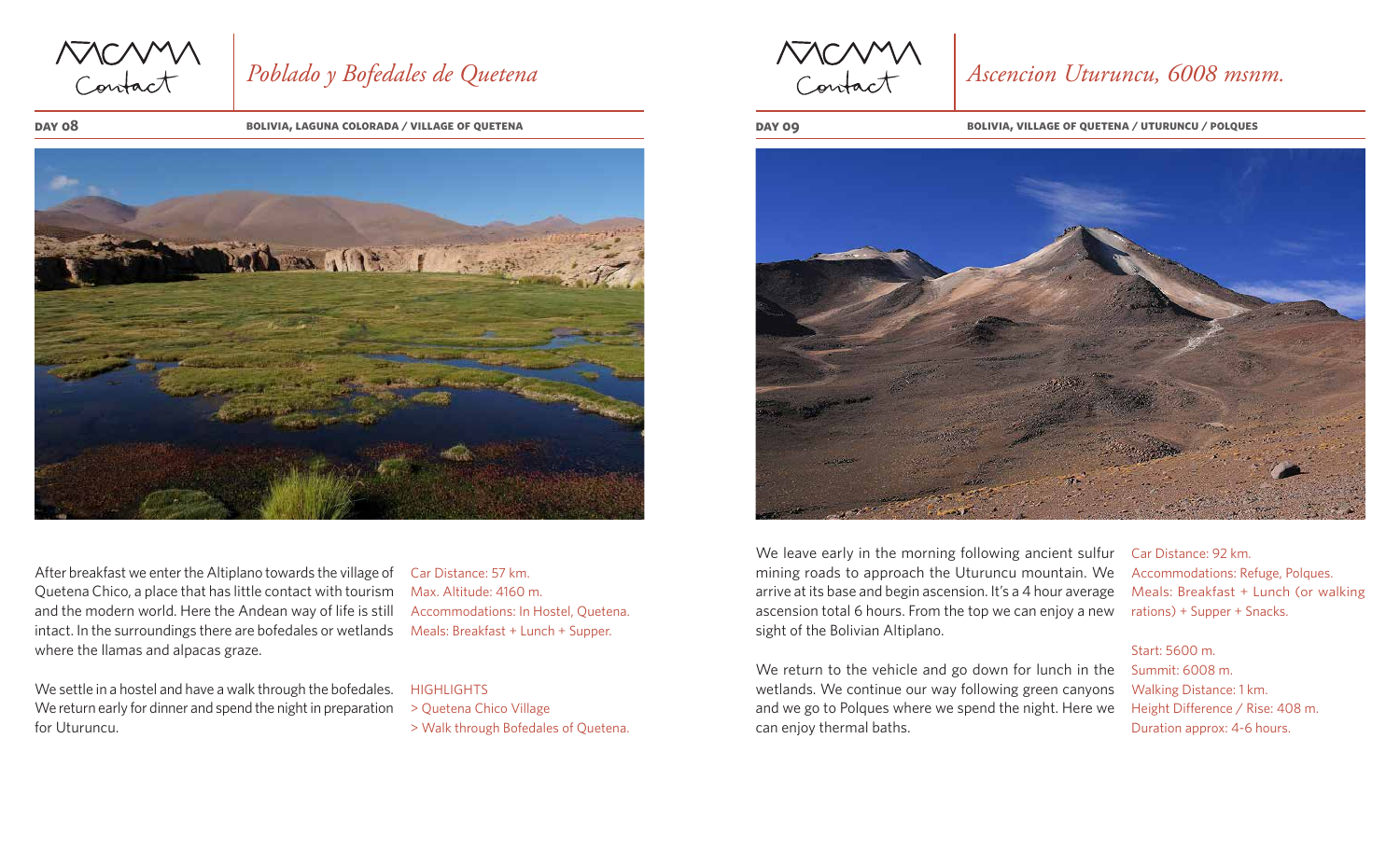# *Poblado y Bofedales de Quetena*

**DAY 08** — **BOLIVIA, LAGUNA COLORADA / VILLAGE OF QUETENA**

After breakfast we enter the Altiplano towards the village of Quetena Chico, a place that has little contact with tourism and the modern world. Here the Andean way of life is still intact. In the surroundings there are bofedales or wetlands where the llamas and alpacas graze.

We settle in a hostel and have a walk through the bofedales. We return early for dinner and spend the night in preparation for Uturuncu.

Car Distance: 57 km.
Max. Altitude: 4160 m.
Accommodations: In Hostel, Quetena.
Meals: Breakfast + Lunch + Supper.

HIGHLIGHTS
> Quetena Chico Village
> Walk through Bofedales of Quetena.

# *Ascencion Uturuncu, 6008 msnm.*

**DAY 09** — **BOLIVIA, VILLAGE OF QUETENA / UTURUNCU / POLQUES**

We leave early in the morning following ancient sulfur mining roads to approach the Uturuncu mountain. We arrive at its base and begin ascension. It's a 4 hour average ascension total 6 hours. From the top we can enjoy a new sight of the Bolivian Altiplano.

We return to the vehicle and go down for lunch in the wetlands. We continue our way following green canyons and we go to Polques where we spend the night. Here we can enjoy thermal baths.

Car Distance: 92 km.
Accommodations: Refuge, Polques.
Meals: Breakfast + Lunch (or walking rations) + Supper + Snacks.

Start: 5600 m.
Summit: 6008 m.
Walking Distance: 1 km.
Height Difference / Rise: 408 m.
Duration approx: 4-6 hours.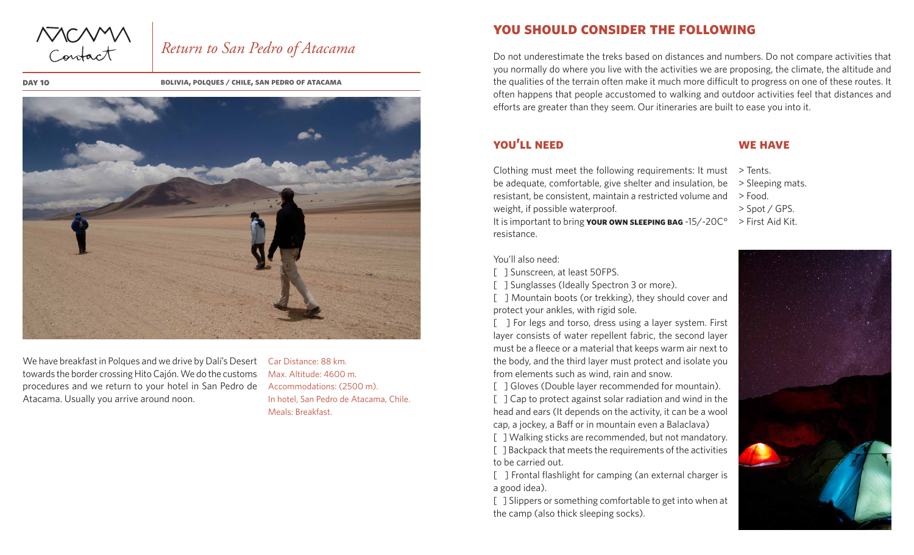## Return to San Pedro of Atacama

**DAY 10** — **BOLIVIA, POLQUES / CHILE, SAN PEDRO OF ATACAMA**

We have breakfast in Polques and we drive by Dalí's Desert towards the border crossing Hito Cajón. We do the customs procedures and we return to your hotel in San Pedro de Atacama. Usually you arrive around noon.

Car Distance: 88 km.
Max. Altitude: 4600 m.
Accommodations: (2500 m).
In hotel, San Pedro de Atacama, Chile.
Meals: Breakfast.

## YOU SHOULD CONSIDER THE FOLLOWING

Do not underestimate the treks based on distances and numbers. Do not compare activities that you normally do where you live with the activities we are proposing, the climate, the altitude and the qualities of the terrain often make it much more difficult to progress on one of these routes. It often happens that people accustomed to walking and outdoor activities feel that distances and efforts are greater than they seem. Our itineraries are built to ease you into it.

### YOU'LL NEED

Clothing must meet the following requirements: It must be adequate, comfortable, give shelter and insulation, be resistant, be consistent, maintain a restricted volume and weight, if possible waterproof.
It is important to bring **YOUR OWN SLEEPING BAG** -15/-20C° resistance.

You'll also need:

[ ] Sunscreen, at least 50FPS.
[ ] Sunglasses (Ideally Spectron 3 or more).
[ ] Mountain boots (or trekking), they should cover and protect your ankles, with rigid sole.
[ ] For legs and torso, dress using a layer system. First layer consists of water repellent fabric, the second layer must be a fleece or a material that keeps warm air next to the body, and the third layer must protect and isolate you from elements such as wind, rain and snow.
[ ] Gloves (Double layer recommended for mountain).
[ ] Cap to protect against solar radiation and wind in the head and ears (It depends on the activity, it can be a wool cap, a jockey, a Baff or in mountain even a Balaclava)
[ ] Walking sticks are recommended, but not mandatory.
[ ] Backpack that meets the requirements of the activities to be carried out.
[ ] Frontal flashlight for camping (an external charger is a good idea).
[ ] Slippers or something comfortable to get into when at the camp (also thick sleeping socks).

### WE HAVE

> Tents.
> Sleeping mats.
> Food.
> Spot / GPS.
> First Aid Kit.